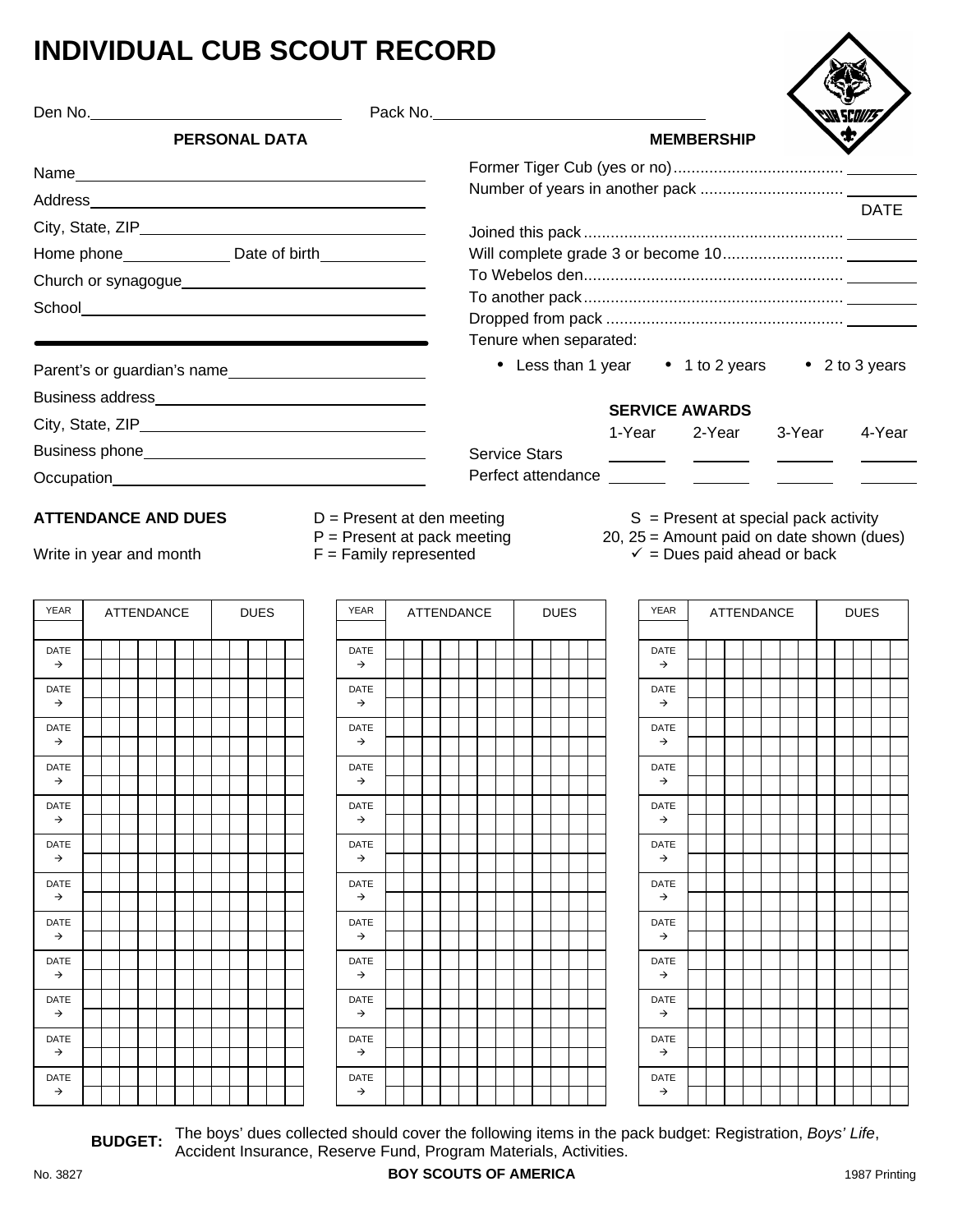# INDIVIDUAL CUB SCOUT RECORD

Den No.______________________ Pack No.______________________

## PERSONAL DATA

Name______________________

Address______________________

City, State, ZIP______________________

Home phone__________ Date of birth__________

Church or synagogue______________________

School______________________

---

Parent's or guardian's name______________________

Business address______________________

City, State, ZIP______________________

Business phone______________________

Occupation______________________

## MEMBERSHIP

Former Tiger Cub (yes or no) .................................... ________

Number of years in another pack ................................ ________

| | DATE |
|---|---|
| Joined this pack | |
| Will complete grade 3 or become 10 | |
| To Webelos den | |
| To another pack | |
| Dropped from pack | |

Tenure when separated:

- Less than 1 year
- 1 to 2 years
- 2 to 3 years

## SERVICE AWARDS

| | 1-Year | 2-Year | 3-Year | 4-Year |
|---|---|---|---|---|
| Service Stars | | | | |
| Perfect attendance | | | | |

## ATTENDANCE AND DUES

Write in year and month

D = Present at den meeting
P = Present at pack meeting
F = Family represented
S = Present at special pack activity
20, 25 = Amount paid on date shown (dues)
✓ = Dues paid ahead or back

| YEAR | ATTENDANCE | | | | | | | DUES | | | | |
|---|---|---|---|---|---|---|---|---|---|---|---|---|
| DATE → | | | | | | | | | | | | |
| DATE → | | | | | | | | | | | | |
| DATE → | | | | | | | | | | | | |
| DATE → | | | | | | | | | | | | |
| DATE → | | | | | | | | | | | | |
| DATE → | | | | | | | | | | | | |
| DATE → | | | | | | | | | | | | |
| DATE → | | | | | | | | | | | | |
| DATE → | | | | | | | | | | | | |
| DATE → | | | | | | | | | | | | |
| DATE → | | | | | | | | | | | | |
| DATE → | | | | | | | | | | | | |

| YEAR | ATTENDANCE | | | | | | | DUES | | | | |
|---|---|---|---|---|---|---|---|---|---|---|---|---|
| DATE → | | | | | | | | | | | | |
| DATE → | | | | | | | | | | | | |
| DATE → | | | | | | | | | | | | |
| DATE → | | | | | | | | | | | | |
| DATE → | | | | | | | | | | | | |
| DATE → | | | | | | | | | | | | |
| DATE → | | | | | | | | | | | | |
| DATE → | | | | | | | | | | | | |
| DATE → | | | | | | | | | | | | |
| DATE → | | | | | | | | | | | | |
| DATE → | | | | | | | | | | | | |
| DATE → | | | | | | | | | | | | |

| YEAR | ATTENDANCE | | | | | | | DUES | | | | |
|---|---|---|---|---|---|---|---|---|---|---|---|---|
| DATE → | | | | | | | | | | | | |
| DATE → | | | | | | | | | | | | |
| DATE → | | | | | | | | | | | | |
| DATE → | | | | | | | | | | | | |
| DATE → | | | | | | | | | | | | |
| DATE → | | | | | | | | | | | | |
| DATE → | | | | | | | | | | | | |
| DATE → | | | | | | | | | | | | |
| DATE → | | | | | | | | | | | | |
| DATE → | | | | | | | | | | | | |
| DATE → | | | | | | | | | | | | |
| DATE → | | | | | | | | | | | | |

**BUDGET:** The boys' dues collected should cover the following items in the pack budget: Registration, *Boys' Life*, Accident Insurance, Reserve Fund, Program Materials, Activities.

No. 3827 **BOY SCOUTS OF AMERICA** 1987 Printing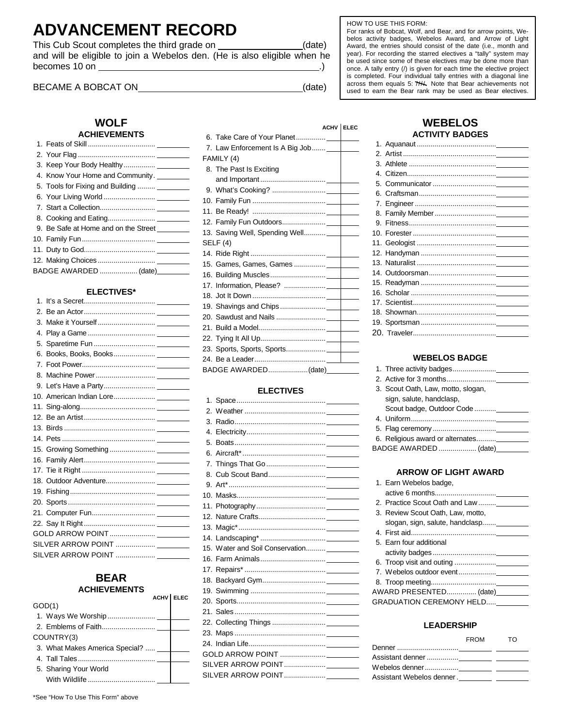# ADVANCEMENT RECORD

This Cub Scout completes the third grade on ______________(date) and will be eligible to join a Webelos den. (He is also eligible when he becomes 10 on ______________________________.)

BECAME A BOBCAT ON______________________(date)

HOW TO USE THIS FORM:
For ranks of Bobcat, Wolf, and Bear, and for arrow points, Webelos activity badges, Webelos Award, and Arrow of Light Award, the entries should consist of the date (i.e., month and year). For recording the starred electives a "tally" system may be used since some of these electives may be done more than once. A tally entry (/) is given for each time the elective project is completed. Four individual tally entries with a diagonal line across them equals 5: ~~////~~. Note that Bear achievements not used to earn the Bear rank may be used as Bear electives.

## WOLF

### ACHIEVEMENTS

1. Feats of Skill ________
2. Your Flag ________
3. Keep Your Body Healthy ________
4. Know Your Home and Community ________
5. Tools for Fixing and Building ________
6. Your Living World ________
7. Start a Collection ________
8. Cooking and Eating ________
9. Be Safe at Home and on the Street ________
10. Family Fun ________
11. Duty to God ________
12. Making Choices ________

BADGE AWARDED (date) ________

### ELECTIVES*

1. It's a Secret ________
2. Be an Actor ________
3. Make it Yourself ________
4. Play a Game ________
5. Sparetime Fun ________
6. Books, Books, Books ________
7. Foot Power ________
8. Machine Power ________
9. Let's Have a Party ________
10. American Indian Lore ________
11. Sing-along ________
12. Be an Artist ________
13. Birds ________
14. Pets ________
15. Growing Something ________
16. Family Alert ________
17. Tie it Right ________
18. Outdoor Adventure ________
19. Fishing ________
20. Sports ________
21. Computer Fun ________
22. Say It Right ________

GOLD ARROW POINT ________
SILVER ARROW POINT ________
SILVER ARROW POINT ________

## BEAR

### ACHIEVEMENTS

| | ACHV | ELEC |
|---|---|---|
| GOD(1) | | |
| 1. Ways We Worship | | |
| 2. Emblems of Faith | | |
| COUNTRY(3) | | |
| 3. What Makes America Special? | | |
| 4. Tall Tales | | |
| 5. Sharing Your World With Wildlife | | |
| 6. Take Care of Your Planet | | |
| 7. Law Enforcement Is A Big Job | | |
| FAMILY (4) | | |
| 8. The Past Is Exciting and Important | | |
| 9. What's Cooking? | | |
| 10. Family Fun | | |
| 11. Be Ready! | | |
| 12. Family Fun Outdoors | | |
| 13. Saving Well, Spending Well | | |
| SELF (4) | | |
| 14. Ride Right | | |
| 15. Games, Games, Games | | |
| 16. Building Muscles | | |
| 17. Information, Please? | | |
| 18. Jot It Down | | |
| 19. Shavings and Chips | | |
| 20. Sawdust and Nails | | |
| 21. Build a Model | | |
| 22. Tying It All Up | | |
| 23. Sports, Sports, Sports | | |
| 24. Be a Leader | | |

BADGE AWARDED (date) ________

### ELECTIVES

1. Space ________
2. Weather ________
3. Radio ________
4. Electricity ________
5. Boats ________
6. Aircraft* ________
7. Things That Go ________
8. Cub Scout Band ________
9. Art* ________
10. Masks ________
11. Photography ________
12. Nature Crafts ________
13. Magic* ________
14. Landscaping* ________
15. Water and Soil Conservation ________
16. Farm Animals ________
17. Repairs* ________
18. Backyard Gym ________
19. Swimming ________
20. Sports ________
21. Sales ________
22. Collecting Things ________
23. Maps ________
24. Indian Life ________

GOLD ARROW POINT ________
SILVER ARROW POINT ________
SILVER ARROW POINT ________

## WEBELOS

### ACTIVITY BADGES

1. Aquanaut ________
2. Artist ________
3. Athlete ________
4. Citizen ________
5. Communicator ________
6. Craftsman ________
7. Engineer ________
8. Family Member ________
9. Fitness ________
10. Forester ________
11. Geologist ________
12. Handyman ________
13. Naturalist ________
14. Outdoorsman ________
15. Readyman ________
16. Scholar ________
17. Scientist ________
18. Showman ________
19. Sportsman ________
20. Traveler ________

### WEBELOS BADGE

1. Three activity badges ________
2. Active for 3 months ________
3. Scout Oath, Law, motto, slogan, sign, salute, handclasp, Scout badge, Outdoor Code ________
4. Uniform ________
5. Flag ceremony ________
6. Religious award or alternates ________

BADGE AWARDED (date) ________

### ARROW OF LIGHT AWARD

1. Earn Webelos badge, active 6 months ________
2. Practice Scout Oath and Law ________
3. Review Scout Oath, Law, motto, slogan, sign, salute, handclasp ________
4. First aid ________
5. Earn four additional activity badges ________
6. Troop visit and outing ________
7. Webelos outdoor event ________
8. Troop meeting ________

AWARD PRESENTED (date) ________
GRADUATION CEREMONY HELD ________

### LEADERSHIP

| | FROM | TO |
|---|---|---|
| Denner | | |
| Assistant denner | | |
| Webelos denner | | |
| Assistant Webelos denner | | |

*See "How To Use This Form" above